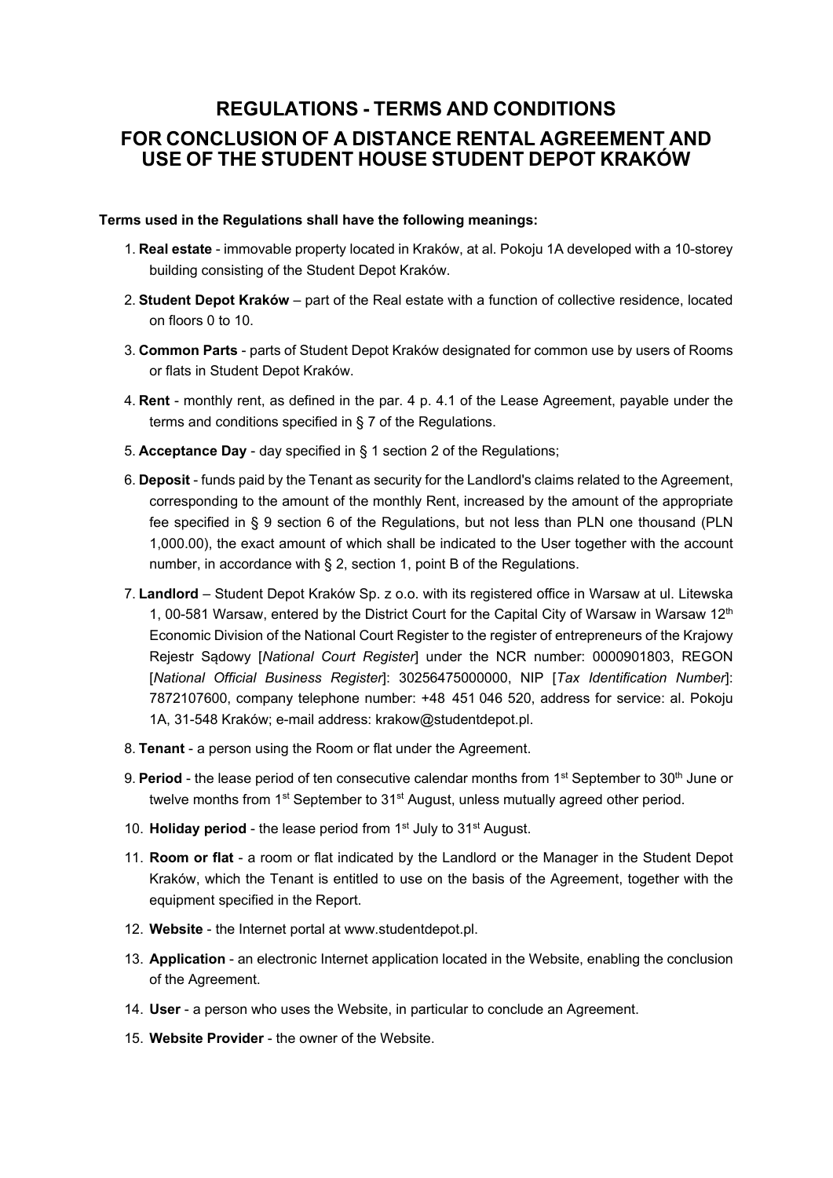# REGULATIONS - TERMS AND CONDITIONS

## FOR CONCLUSION OF A DISTANCE RENTAL AGREEMENT AND USE OF THE STUDENT HOUSE STUDENT DEPOT KRAKÓW

**Terms used in the Regulations shall have the following meanings:**

1. **Real estate** - immovable property located in Kraków, at al. Pokoju 1A developed with a 10-storey building consisting of the Student Depot Kraków.
2. **Student Depot Kraków** – part of the Real estate with a function of collective residence, located on floors 0 to 10.
3. **Common Parts** - parts of Student Depot Kraków designated for common use by users of Rooms or flats in Student Depot Kraków.
4. **Rent** - monthly rent, as defined in the par. 4 p. 4.1 of the Lease Agreement, payable under the terms and conditions specified in § 7 of the Regulations.
5. **Acceptance Day** - day specified in § 1 section 2 of the Regulations;
6. **Deposit** - funds paid by the Tenant as security for the Landlord's claims related to the Agreement, corresponding to the amount of the monthly Rent, increased by the amount of the appropriate fee specified in § 9 section 6 of the Regulations, but not less than PLN one thousand (PLN 1,000.00), the exact amount of which shall be indicated to the User together with the account number, in accordance with § 2, section 1, point B of the Regulations.
7. **Landlord** – Student Depot Kraków Sp. z o.o. with its registered office in Warsaw at ul. Litewska 1, 00-581 Warsaw, entered by the District Court for the Capital City of Warsaw in Warsaw 12th Economic Division of the National Court Register to the register of entrepreneurs of the Krajowy Rejestr Sądowy [*National Court Register*] under the NCR number: 0000901803, REGON [*National Official Business Register*]: 30256475000000, NIP [*Tax Identification Number*]: 7872107600, company telephone number: +48 451 046 520, address for service: al. Pokoju 1A, 31-548 Kraków; e-mail address: krakow@studentdepot.pl.
8. **Tenant** - a person using the Room or flat under the Agreement.
9. **Period** - the lease period of ten consecutive calendar months from 1st September to 30th June or twelve months from 1st September to 31st August, unless mutually agreed other period.
10. **Holiday period** - the lease period from 1st July to 31st August.
11. **Room or flat** - a room or flat indicated by the Landlord or the Manager in the Student Depot Kraków, which the Tenant is entitled to use on the basis of the Agreement, together with the equipment specified in the Report.
12. **Website** - the Internet portal at www.studentdepot.pl.
13. **Application** - an electronic Internet application located in the Website, enabling the conclusion of the Agreement.
14. **User** - a person who uses the Website, in particular to conclude an Agreement.
15. **Website Provider** - the owner of the Website.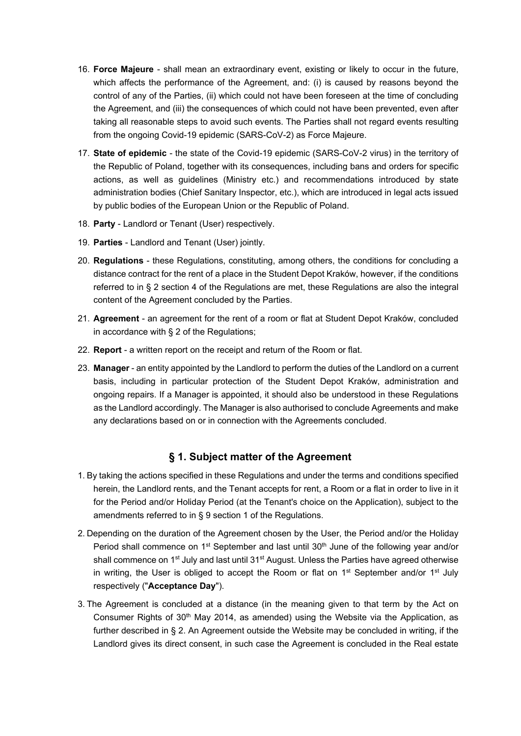16. **Force Majeure** - shall mean an extraordinary event, existing or likely to occur in the future, which affects the performance of the Agreement, and: (i) is caused by reasons beyond the control of any of the Parties, (ii) which could not have been foreseen at the time of concluding the Agreement, and (iii) the consequences of which could not have been prevented, even after taking all reasonable steps to avoid such events. The Parties shall not regard events resulting from the ongoing Covid-19 epidemic (SARS-CoV-2) as Force Majeure.
17. **State of epidemic** - the state of the Covid-19 epidemic (SARS-CoV-2 virus) in the territory of the Republic of Poland, together with its consequences, including bans and orders for specific actions, as well as guidelines (Ministry etc.) and recommendations introduced by state administration bodies (Chief Sanitary Inspector, etc.), which are introduced in legal acts issued by public bodies of the European Union or the Republic of Poland.
18. **Party** - Landlord or Tenant (User) respectively.
19. **Parties** - Landlord and Tenant (User) jointly.
20. **Regulations** - these Regulations, constituting, among others, the conditions for concluding a distance contract for the rent of a place in the Student Depot Kraków, however, if the conditions referred to in § 2 section 4 of the Regulations are met, these Regulations are also the integral content of the Agreement concluded by the Parties.
21. **Agreement** - an agreement for the rent of a room or flat at Student Depot Kraków, concluded in accordance with § 2 of the Regulations;
22. **Report** - a written report on the receipt and return of the Room or flat.
23. **Manager** - an entity appointed by the Landlord to perform the duties of the Landlord on a current basis, including in particular protection of the Student Depot Kraków, administration and ongoing repairs. If a Manager is appointed, it should also be understood in these Regulations as the Landlord accordingly. The Manager is also authorised to conclude Agreements and make any declarations based on or in connection with the Agreements concluded.

## § 1. Subject matter of the Agreement

1. By taking the actions specified in these Regulations and under the terms and conditions specified herein, the Landlord rents, and the Tenant accepts for rent, a Room or a flat in order to live in it for the Period and/or Holiday Period (at the Tenant's choice on the Application), subject to the amendments referred to in § 9 section 1 of the Regulations.
2. Depending on the duration of the Agreement chosen by the User, the Period and/or the Holiday Period shall commence on 1st September and last until 30th June of the following year and/or shall commence on 1st July and last until 31st August. Unless the Parties have agreed otherwise in writing, the User is obliged to accept the Room or flat on 1st September and/or 1st July respectively ("**Acceptance Day**").
3. The Agreement is concluded at a distance (in the meaning given to that term by the Act on Consumer Rights of 30th May 2014, as amended) using the Website via the Application, as further described in § 2. An Agreement outside the Website may be concluded in writing, if the Landlord gives its direct consent, in such case the Agreement is concluded in the Real estate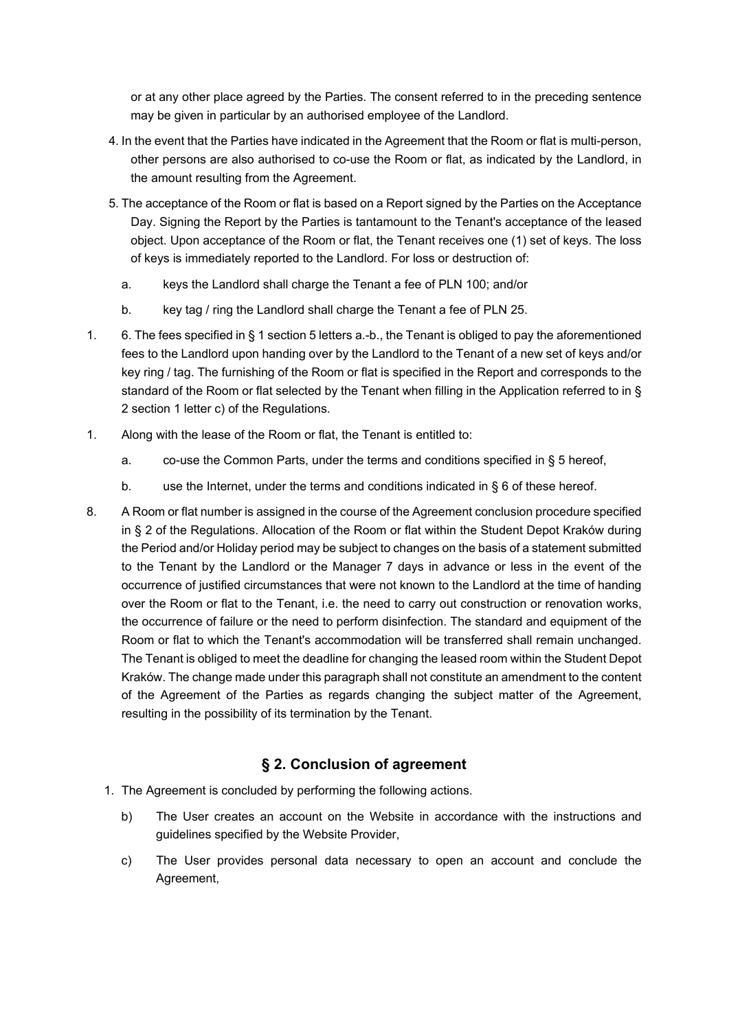or at any other place agreed by the Parties. The consent referred to in the preceding sentence may be given in particular by an authorised employee of the Landlord.

4. In the event that the Parties have indicated in the Agreement that the Room or flat is multi-person, other persons are also authorised to co-use the Room or flat, as indicated by the Landlord, in the amount resulting from the Agreement.
5. The acceptance of the Room or flat is based on a Report signed by the Parties on the Acceptance Day. Signing the Report by the Parties is tantamount to the Tenant's acceptance of the leased object. Upon acceptance of the Room or flat, the Tenant receives one (1) set of keys. The loss of keys is immediately reported to the Landlord. For loss or destruction of:
   a. keys the Landlord shall charge the Tenant a fee of PLN 100; and/or
   b. key tag / ring the Landlord shall charge the Tenant a fee of PLN 25.

1. 6. The fees specified in § 1 section 5 letters a.-b., the Tenant is obliged to pay the aforementioned fees to the Landlord upon handing over by the Landlord to the Tenant of a new set of keys and/or key ring / tag. The furnishing of the Room or flat is specified in the Report and corresponds to the standard of the Room or flat selected by the Tenant when filling in the Application referred to in § 2 section 1 letter c) of the Regulations.
1. Along with the lease of the Room or flat, the Tenant is entitled to:
   a. co-use the Common Parts, under the terms and conditions specified in § 5 hereof,
   b. use the Internet, under the terms and conditions indicated in § 6 of these hereof.

8. A Room or flat number is assigned in the course of the Agreement conclusion procedure specified in § 2 of the Regulations. Allocation of the Room or flat within the Student Depot Kraków during the Period and/or Holiday period may be subject to changes on the basis of a statement submitted to the Tenant by the Landlord or the Manager 7 days in advance or less in the event of the occurrence of justified circumstances that were not known to the Landlord at the time of handing over the Room or flat to the Tenant, i.e. the need to carry out construction or renovation works, the occurrence of failure or the need to perform disinfection. The standard and equipment of the Room or flat to which the Tenant's accommodation will be transferred shall remain unchanged. The Tenant is obliged to meet the deadline for changing the leased room within the Student Depot Kraków. The change made under this paragraph shall not constitute an amendment to the content of the Agreement of the Parties as regards changing the subject matter of the Agreement, resulting in the possibility of its termination by the Tenant.

## § 2. Conclusion of agreement

1. The Agreement is concluded by performing the following actions.
   b) The User creates an account on the Website in accordance with the instructions and guidelines specified by the Website Provider,
   c) The User provides personal data necessary to open an account and conclude the Agreement,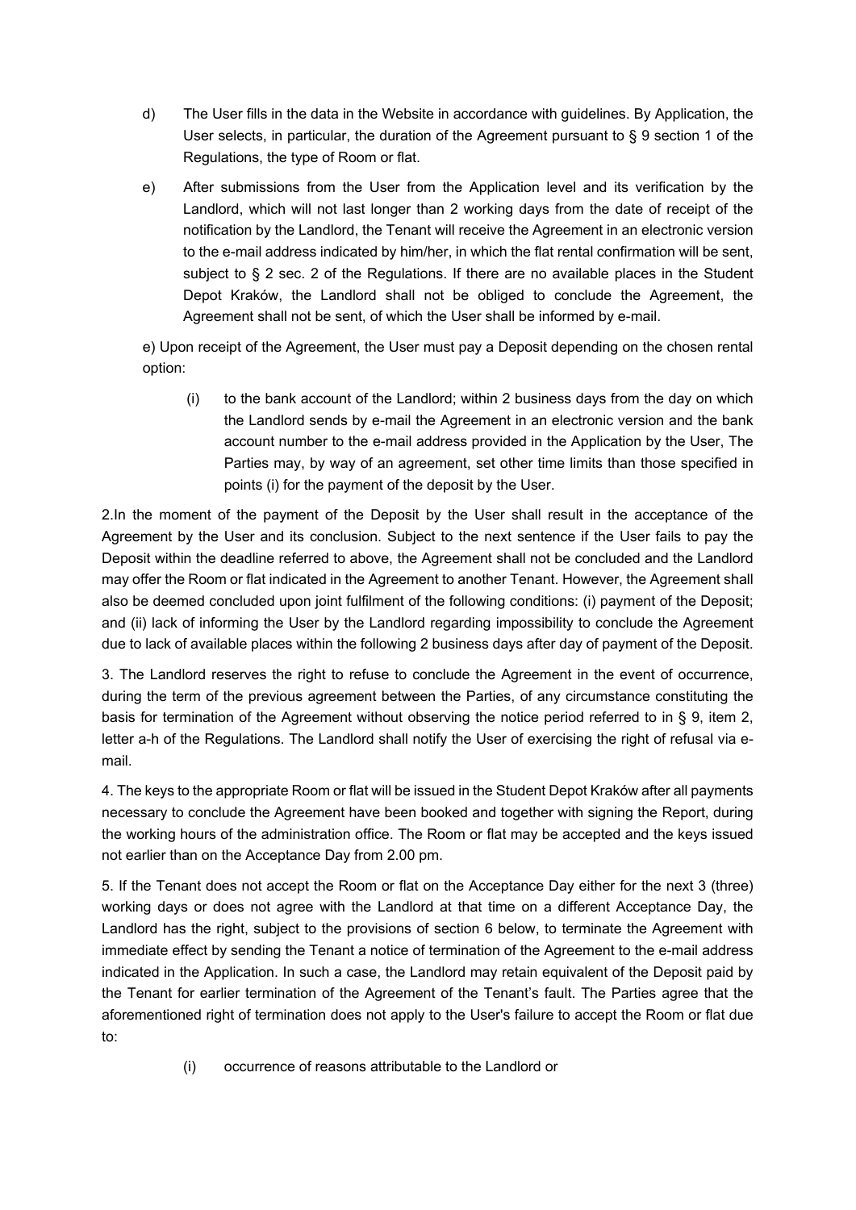d) The User fills in the data in the Website in accordance with guidelines. By Application, the User selects, in particular, the duration of the Agreement pursuant to § 9 section 1 of the Regulations, the type of Room or flat.

e) After submissions from the User from the Application level and its verification by the Landlord, which will not last longer than 2 working days from the date of receipt of the notification by the Landlord, the Tenant will receive the Agreement in an electronic version to the e-mail address indicated by him/her, in which the flat rental confirmation will be sent, subject to § 2 sec. 2 of the Regulations. If there are no available places in the Student Depot Kraków, the Landlord shall not be obliged to conclude the Agreement, the Agreement shall not be sent, of which the User shall be informed by e-mail.

e) Upon receipt of the Agreement, the User must pay a Deposit depending on the chosen rental option:

(i) to the bank account of the Landlord; within 2 business days from the day on which the Landlord sends by e-mail the Agreement in an electronic version and the bank account number to the e-mail address provided in the Application by the User, The Parties may, by way of an agreement, set other time limits than those specified in points (i) for the payment of the deposit by the User.

2.In the moment of the payment of the Deposit by the User shall result in the acceptance of the Agreement by the User and its conclusion. Subject to the next sentence if the User fails to pay the Deposit within the deadline referred to above, the Agreement shall not be concluded and the Landlord may offer the Room or flat indicated in the Agreement to another Tenant. However, the Agreement shall also be deemed concluded upon joint fulfilment of the following conditions: (i) payment of the Deposit; and (ii) lack of informing the User by the Landlord regarding impossibility to conclude the Agreement due to lack of available places within the following 2 business days after day of payment of the Deposit.

3. The Landlord reserves the right to refuse to conclude the Agreement in the event of occurrence, during the term of the previous agreement between the Parties, of any circumstance constituting the basis for termination of the Agreement without observing the notice period referred to in § 9, item 2, letter a-h of the Regulations. The Landlord shall notify the User of exercising the right of refusal via e-mail.

4. The keys to the appropriate Room or flat will be issued in the Student Depot Kraków after all payments necessary to conclude the Agreement have been booked and together with signing the Report, during the working hours of the administration office. The Room or flat may be accepted and the keys issued not earlier than on the Acceptance Day from 2.00 pm.

5. If the Tenant does not accept the Room or flat on the Acceptance Day either for the next 3 (three) working days or does not agree with the Landlord at that time on a different Acceptance Day, the Landlord has the right, subject to the provisions of section 6 below, to terminate the Agreement with immediate effect by sending the Tenant a notice of termination of the Agreement to the e-mail address indicated in the Application. In such a case, the Landlord may retain equivalent of the Deposit paid by the Tenant for earlier termination of the Agreement of the Tenant's fault. The Parties agree that the aforementioned right of termination does not apply to the User's failure to accept the Room or flat due to:

(i) occurrence of reasons attributable to the Landlord or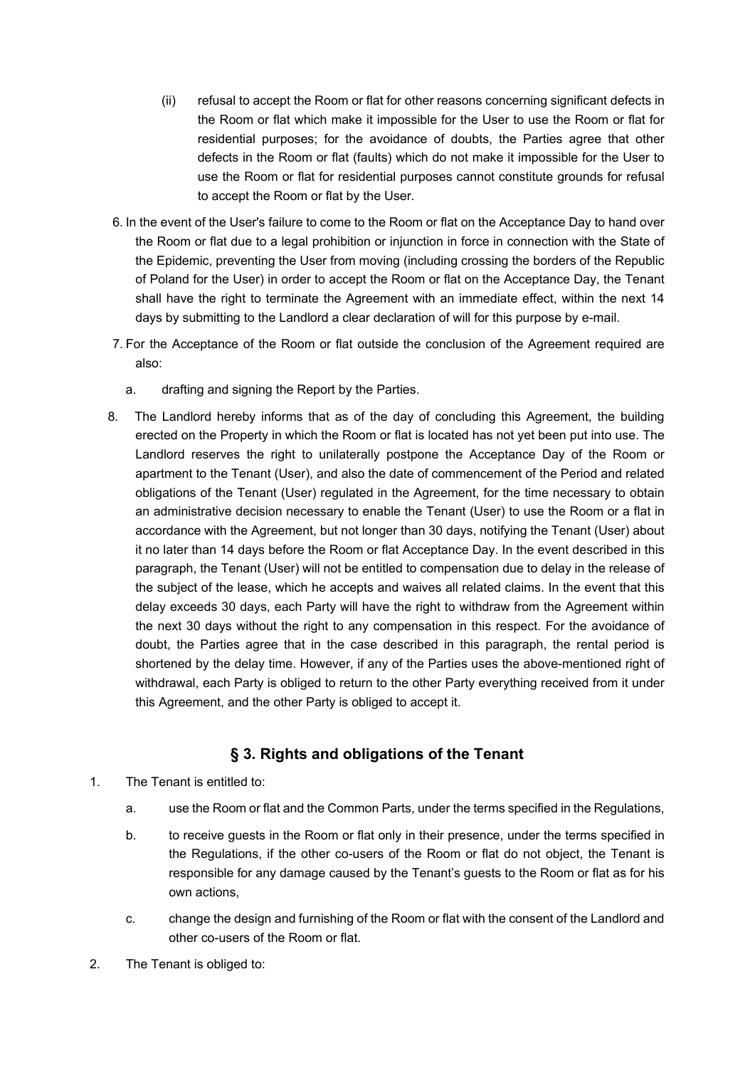(ii) refusal to accept the Room or flat for other reasons concerning significant defects in the Room or flat which make it impossible for the User to use the Room or flat for residential purposes; for the avoidance of doubts, the Parties agree that other defects in the Room or flat (faults) which do not make it impossible for the User to use the Room or flat for residential purposes cannot constitute grounds for refusal to accept the Room or flat by the User.

6. In the event of the User's failure to come to the Room or flat on the Acceptance Day to hand over the Room or flat due to a legal prohibition or injunction in force in connection with the State of the Epidemic, preventing the User from moving (including crossing the borders of the Republic of Poland for the User) in order to accept the Room or flat on the Acceptance Day, the Tenant shall have the right to terminate the Agreement with an immediate effect, within the next 14 days by submitting to the Landlord a clear declaration of will for this purpose by e-mail.

7. For the Acceptance of the Room or flat outside the conclusion of the Agreement required are also:

   a. drafting and signing the Report by the Parties.

8. The Landlord hereby informs that as of the day of concluding this Agreement, the building erected on the Property in which the Room or flat is located has not yet been put into use. The Landlord reserves the right to unilaterally postpone the Acceptance Day of the Room or apartment to the Tenant (User), and also the date of commencement of the Period and related obligations of the Tenant (User) regulated in the Agreement, for the time necessary to obtain an administrative decision necessary to enable the Tenant (User) to use the Room or a flat in accordance with the Agreement, but not longer than 30 days, notifying the Tenant (User) about it no later than 14 days before the Room or flat Acceptance Day. In the event described in this paragraph, the Tenant (User) will not be entitled to compensation due to delay in the release of the subject of the lease, which he accepts and waives all related claims. In the event that this delay exceeds 30 days, each Party will have the right to withdraw from the Agreement within the next 30 days without the right to any compensation in this respect. For the avoidance of doubt, the Parties agree that in the case described in this paragraph, the rental period is shortened by the delay time. However, if any of the Parties uses the above-mentioned right of withdrawal, each Party is obliged to return to the other Party everything received from it under this Agreement, and the other Party is obliged to accept it.

## § 3. Rights and obligations of the Tenant

1. The Tenant is entitled to:

   a. use the Room or flat and the Common Parts, under the terms specified in the Regulations,

   b. to receive guests in the Room or flat only in their presence, under the terms specified in the Regulations, if the other co-users of the Room or flat do not object, the Tenant is responsible for any damage caused by the Tenant's guests to the Room or flat as for his own actions,

   c. change the design and furnishing of the Room or flat with the consent of the Landlord and other co-users of the Room or flat.

2. The Tenant is obliged to: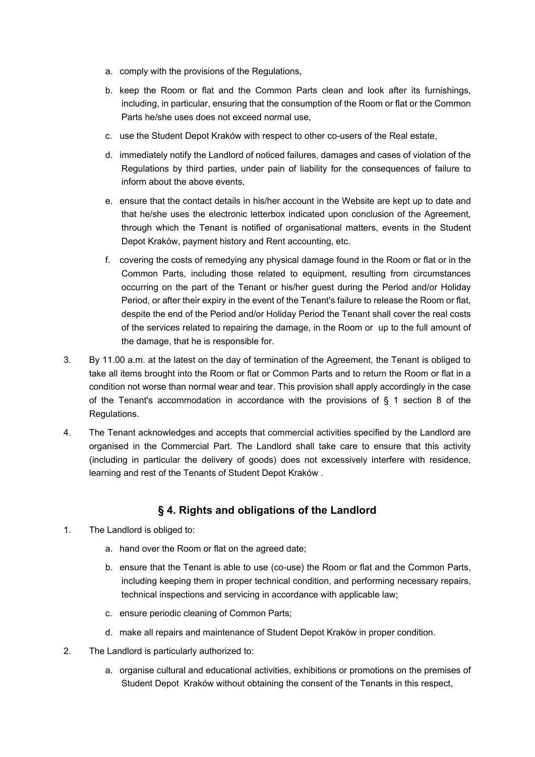a. comply with the provisions of the Regulations,

b. keep the Room or flat and the Common Parts clean and look after its furnishings, including, in particular, ensuring that the consumption of the Room or flat or the Common Parts he/she uses does not exceed normal use,

c. use the Student Depot Kraków with respect to other co-users of the Real estate,

d. immediately notify the Landlord of noticed failures, damages and cases of violation of the Regulations by third parties, under pain of liability for the consequences of failure to inform about the above events,

e. ensure that the contact details in his/her account in the Website are kept up to date and that he/she uses the electronic letterbox indicated upon conclusion of the Agreement, through which the Tenant is notified of organisational matters, events in the Student Depot Kraków, payment history and Rent accounting, etc.

f. covering the costs of remedying any physical damage found in the Room or flat or in the Common Parts, including those related to equipment, resulting from circumstances occurring on the part of the Tenant or his/her guest during the Period and/or Holiday Period, or after their expiry in the event of the Tenant's failure to release the Room or flat, despite the end of the Period and/or Holiday Period the Tenant shall cover the real costs of the services related to repairing the damage, in the Room or up to the full amount of the damage, that he is responsible for.

3. By 11.00 a.m. at the latest on the day of termination of the Agreement, the Tenant is obliged to take all items brought into the Room or flat or Common Parts and to return the Room or flat in a condition not worse than normal wear and tear. This provision shall apply accordingly in the case of the Tenant's accommodation in accordance with the provisions of § 1 section 8 of the Regulations.

4. The Tenant acknowledges and accepts that commercial activities specified by the Landlord are organised in the Commercial Part. The Landlord shall take care to ensure that this activity (including in particular the delivery of goods) does not excessively interfere with residence, learning and rest of the Tenants of Student Depot Kraków .

## § 4. Rights and obligations of the Landlord

1. The Landlord is obliged to:

   a. hand over the Room or flat on the agreed date;

   b. ensure that the Tenant is able to use (co-use) the Room or flat and the Common Parts, including keeping them in proper technical condition, and performing necessary repairs, technical inspections and servicing in accordance with applicable law;

   c. ensure periodic cleaning of Common Parts;

   d. make all repairs and maintenance of Student Depot Kraków in proper condition.

2. The Landlord is particularly authorized to:

   a. organise cultural and educational activities, exhibitions or promotions on the premises of Student Depot Kraków without obtaining the consent of the Tenants in this respect,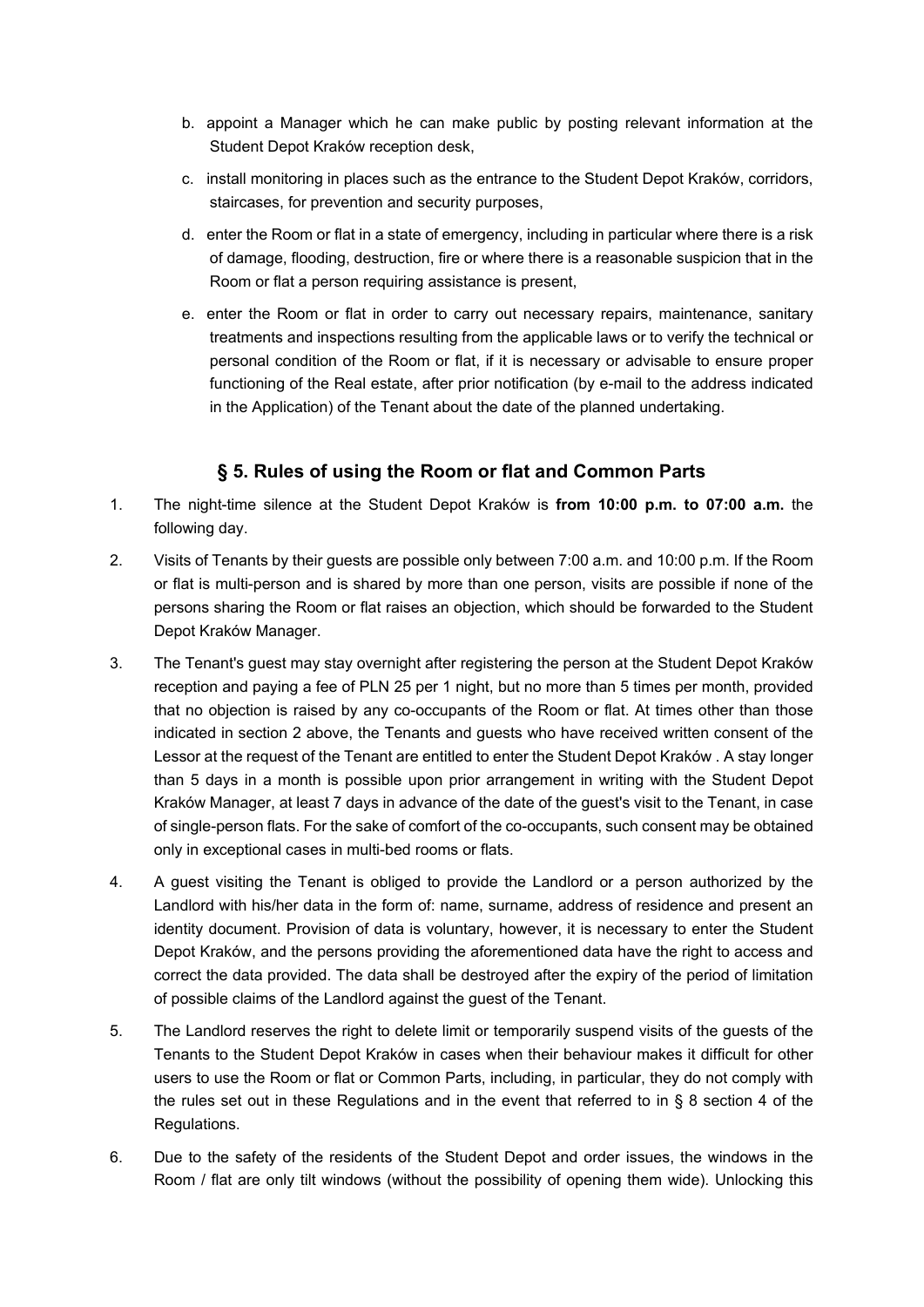b. appoint a Manager which he can make public by posting relevant information at the Student Depot Kraków reception desk,

c. install monitoring in places such as the entrance to the Student Depot Kraków, corridors, staircases, for prevention and security purposes,

d. enter the Room or flat in a state of emergency, including in particular where there is a risk of damage, flooding, destruction, fire or where there is a reasonable suspicion that in the Room or flat a person requiring assistance is present,

e. enter the Room or flat in order to carry out necessary repairs, maintenance, sanitary treatments and inspections resulting from the applicable laws or to verify the technical or personal condition of the Room or flat, if it is necessary or advisable to ensure proper functioning of the Real estate, after prior notification (by e-mail to the address indicated in the Application) of the Tenant about the date of the planned undertaking.

## § 5. Rules of using the Room or flat and Common Parts

1. The night-time silence at the Student Depot Kraków is **from 10:00 p.m. to 07:00 a.m.** the following day.

2. Visits of Tenants by their guests are possible only between 7:00 a.m. and 10:00 p.m. If the Room or flat is multi-person and is shared by more than one person, visits are possible if none of the persons sharing the Room or flat raises an objection, which should be forwarded to the Student Depot Kraków Manager.

3. The Tenant's guest may stay overnight after registering the person at the Student Depot Kraków reception and paying a fee of PLN 25 per 1 night, but no more than 5 times per month, provided that no objection is raised by any co-occupants of the Room or flat. At times other than those indicated in section 2 above, the Tenants and guests who have received written consent of the Lessor at the request of the Tenant are entitled to enter the Student Depot Kraków . A stay longer than 5 days in a month is possible upon prior arrangement in writing with the Student Depot Kraków Manager, at least 7 days in advance of the date of the guest's visit to the Tenant, in case of single-person flats. For the sake of comfort of the co-occupants, such consent may be obtained only in exceptional cases in multi-bed rooms or flats.

4. A guest visiting the Tenant is obliged to provide the Landlord or a person authorized by the Landlord with his/her data in the form of: name, surname, address of residence and present an identity document. Provision of data is voluntary, however, it is necessary to enter the Student Depot Kraków, and the persons providing the aforementioned data have the right to access and correct the data provided. The data shall be destroyed after the expiry of the period of limitation of possible claims of the Landlord against the guest of the Tenant.

5. The Landlord reserves the right to delete limit or temporarily suspend visits of the guests of the Tenants to the Student Depot Kraków in cases when their behaviour makes it difficult for other users to use the Room or flat or Common Parts, including, in particular, they do not comply with the rules set out in these Regulations and in the event that referred to in § 8 section 4 of the Regulations.

6. Due to the safety of the residents of the Student Depot and order issues, the windows in the Room / flat are only tilt windows (without the possibility of opening them wide). Unlocking this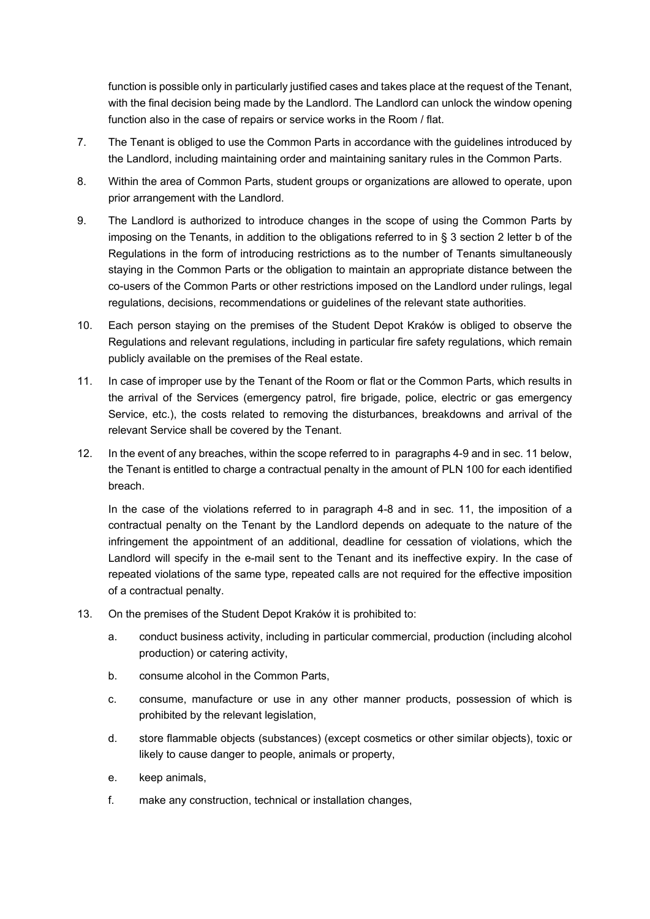function is possible only in particularly justified cases and takes place at the request of the Tenant, with the final decision being made by the Landlord. The Landlord can unlock the window opening function also in the case of repairs or service works in the Room / flat.

7. The Tenant is obliged to use the Common Parts in accordance with the guidelines introduced by the Landlord, including maintaining order and maintaining sanitary rules in the Common Parts.

8. Within the area of Common Parts, student groups or organizations are allowed to operate, upon prior arrangement with the Landlord.

9. The Landlord is authorized to introduce changes in the scope of using the Common Parts by imposing on the Tenants, in addition to the obligations referred to in § 3 section 2 letter b of the Regulations in the form of introducing restrictions as to the number of Tenants simultaneously staying in the Common Parts or the obligation to maintain an appropriate distance between the co-users of the Common Parts or other restrictions imposed on the Landlord under rulings, legal regulations, decisions, recommendations or guidelines of the relevant state authorities.

10. Each person staying on the premises of the Student Depot Kraków is obliged to observe the Regulations and relevant regulations, including in particular fire safety regulations, which remain publicly available on the premises of the Real estate.

11. In case of improper use by the Tenant of the Room or flat or the Common Parts, which results in the arrival of the Services (emergency patrol, fire brigade, police, electric or gas emergency Service, etc.), the costs related to removing the disturbances, breakdowns and arrival of the relevant Service shall be covered by the Tenant.

12. In the event of any breaches, within the scope referred to in paragraphs 4-9 and in sec. 11 below, the Tenant is entitled to charge a contractual penalty in the amount of PLN 100 for each identified breach.

    In the case of the violations referred to in paragraph 4-8 and in sec. 11, the imposition of a contractual penalty on the Tenant by the Landlord depends on adequate to the nature of the infringement the appointment of an additional, deadline for cessation of violations, which the Landlord will specify in the e-mail sent to the Tenant and its ineffective expiry. In the case of repeated violations of the same type, repeated calls are not required for the effective imposition of a contractual penalty.

13. On the premises of the Student Depot Kraków it is prohibited to:

    a. conduct business activity, including in particular commercial, production (including alcohol production) or catering activity,

    b. consume alcohol in the Common Parts,

    c. consume, manufacture or use in any other manner products, possession of which is prohibited by the relevant legislation,

    d. store flammable objects (substances) (except cosmetics or other similar objects), toxic or likely to cause danger to people, animals or property,

    e. keep animals,

    f. make any construction, technical or installation changes,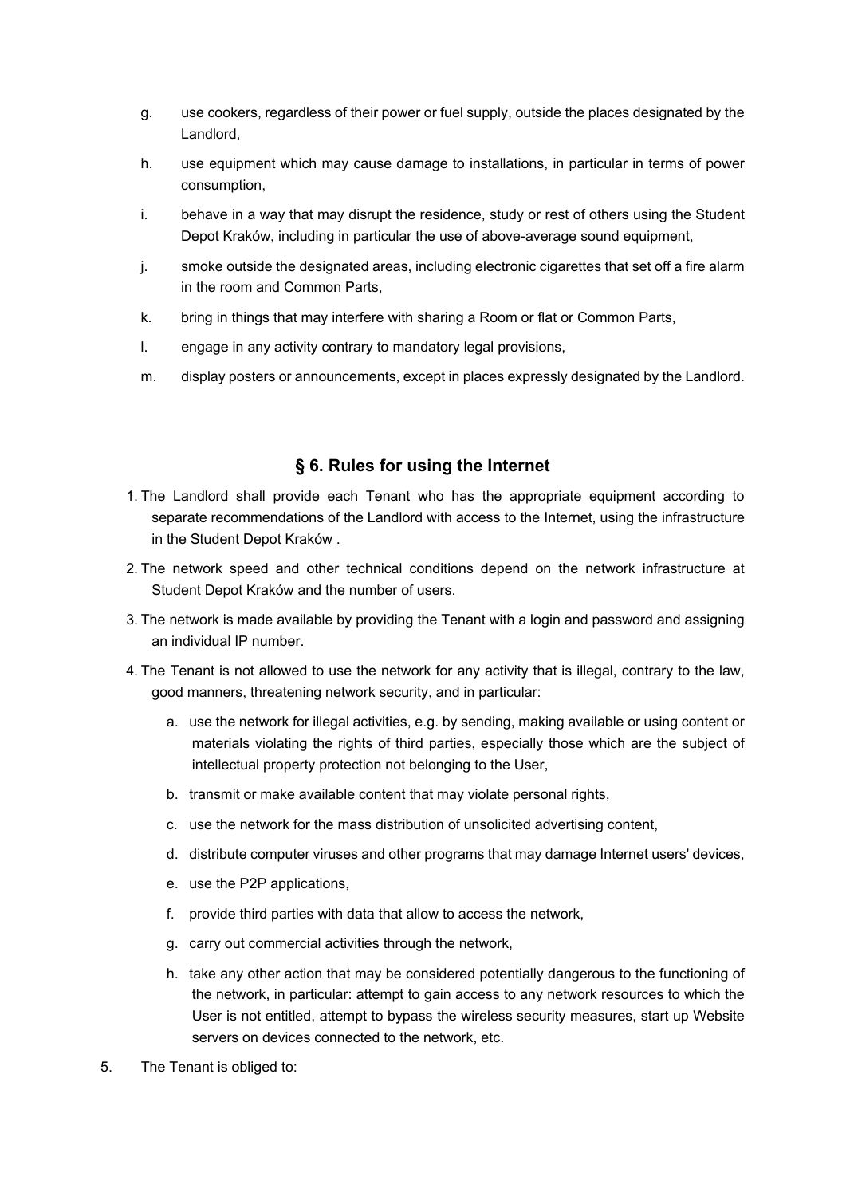g. use cookers, regardless of their power or fuel supply, outside the places designated by the Landlord,

h. use equipment which may cause damage to installations, in particular in terms of power consumption,

i. behave in a way that may disrupt the residence, study or rest of others using the Student Depot Kraków, including in particular the use of above-average sound equipment,

j. smoke outside the designated areas, including electronic cigarettes that set off a fire alarm in the room and Common Parts,

k. bring in things that may interfere with sharing a Room or flat or Common Parts,

l. engage in any activity contrary to mandatory legal provisions,

m. display posters or announcements, except in places expressly designated by the Landlord.

## § 6. Rules for using the Internet

1. The Landlord shall provide each Tenant who has the appropriate equipment according to separate recommendations of the Landlord with access to the Internet, using the infrastructure in the Student Depot Kraków .
2. The network speed and other technical conditions depend on the network infrastructure at Student Depot Kraków and the number of users.
3. The network is made available by providing the Tenant with a login and password and assigning an individual IP number.
4. The Tenant is not allowed to use the network for any activity that is illegal, contrary to the law, good manners, threatening network security, and in particular:
   a. use the network for illegal activities, e.g. by sending, making available or using content or materials violating the rights of third parties, especially those which are the subject of intellectual property protection not belonging to the User,
   b. transmit or make available content that may violate personal rights,
   c. use the network for the mass distribution of unsolicited advertising content,
   d. distribute computer viruses and other programs that may damage Internet users' devices,
   e. use the P2P applications,
   f. provide third parties with data that allow to access the network,
   g. carry out commercial activities through the network,
   h. take any other action that may be considered potentially dangerous to the functioning of the network, in particular: attempt to gain access to any network resources to which the User is not entitled, attempt to bypass the wireless security measures, start up Website servers on devices connected to the network, etc.
5. The Tenant is obliged to: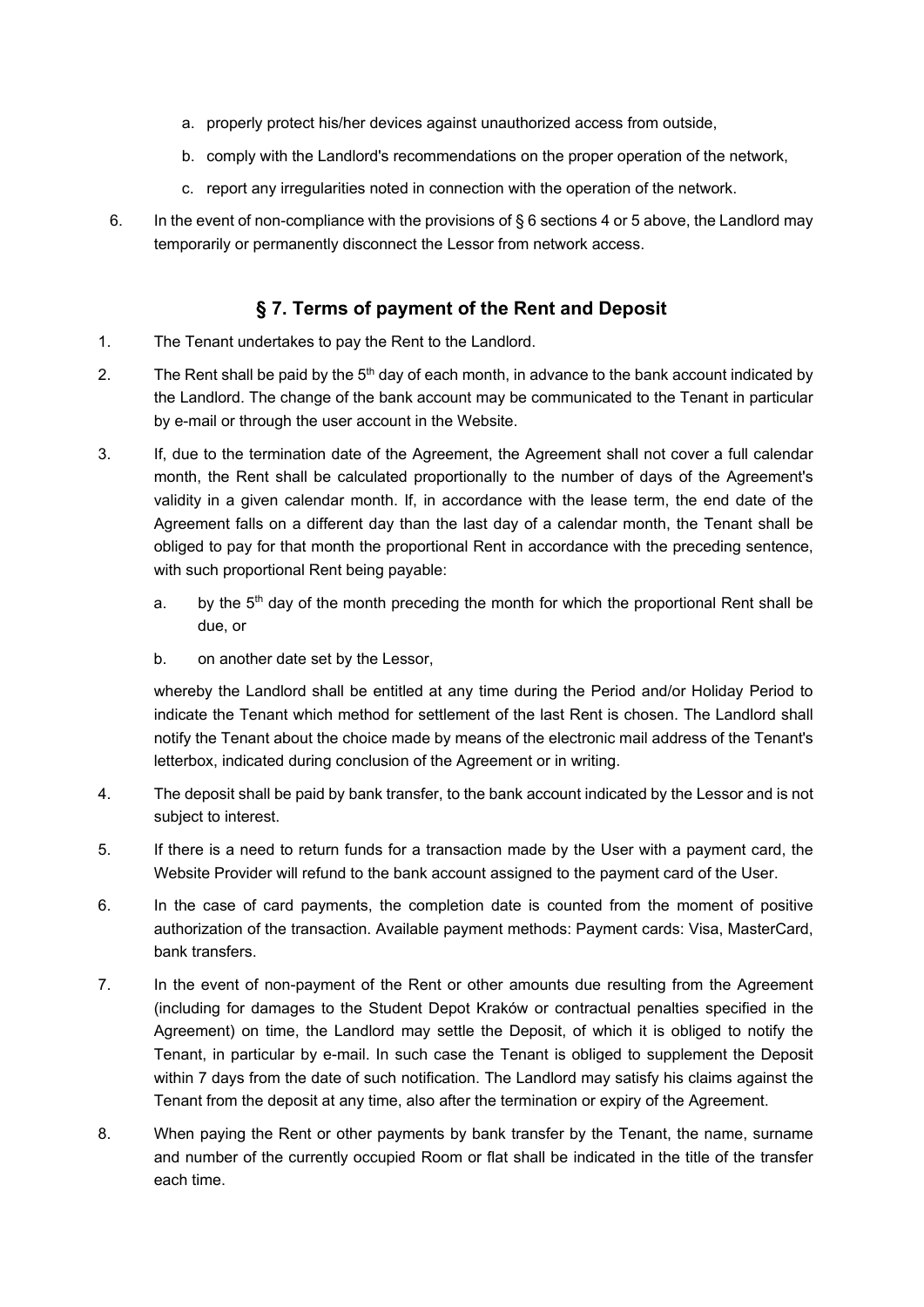a. properly protect his/her devices against unauthorized access from outside,

   b. comply with the Landlord's recommendations on the proper operation of the network,

   c. report any irregularities noted in connection with the operation of the network.

6. In the event of non-compliance with the provisions of § 6 sections 4 or 5 above, the Landlord may temporarily or permanently disconnect the Lessor from network access.

## § 7. Terms of payment of the Rent and Deposit

1. The Tenant undertakes to pay the Rent to the Landlord.

2. The Rent shall be paid by the 5th day of each month, in advance to the bank account indicated by the Landlord. The change of the bank account may be communicated to the Tenant in particular by e-mail or through the user account in the Website.

3. If, due to the termination date of the Agreement, the Agreement shall not cover a full calendar month, the Rent shall be calculated proportionally to the number of days of the Agreement's validity in a given calendar month. If, in accordance with the lease term, the end date of the Agreement falls on a different day than the last day of a calendar month, the Tenant shall be obliged to pay for that month the proportional Rent in accordance with the preceding sentence, with such proportional Rent being payable:

   a. by the 5th day of the month preceding the month for which the proportional Rent shall be due, or

   b. on another date set by the Lessor,

   whereby the Landlord shall be entitled at any time during the Period and/or Holiday Period to indicate the Tenant which method for settlement of the last Rent is chosen. The Landlord shall notify the Tenant about the choice made by means of the electronic mail address of the Tenant's letterbox, indicated during conclusion of the Agreement or in writing.

4. The deposit shall be paid by bank transfer, to the bank account indicated by the Lessor and is not subject to interest.

5. If there is a need to return funds for a transaction made by the User with a payment card, the Website Provider will refund to the bank account assigned to the payment card of the User.

6. In the case of card payments, the completion date is counted from the moment of positive authorization of the transaction. Available payment methods: Payment cards: Visa, MasterCard, bank transfers.

7. In the event of non-payment of the Rent or other amounts due resulting from the Agreement (including for damages to the Student Depot Kraków or contractual penalties specified in the Agreement) on time, the Landlord may settle the Deposit, of which it is obliged to notify the Tenant, in particular by e-mail. In such case the Tenant is obliged to supplement the Deposit within 7 days from the date of such notification. The Landlord may satisfy his claims against the Tenant from the deposit at any time, also after the termination or expiry of the Agreement.

8. When paying the Rent or other payments by bank transfer by the Tenant, the name, surname and number of the currently occupied Room or flat shall be indicated in the title of the transfer each time.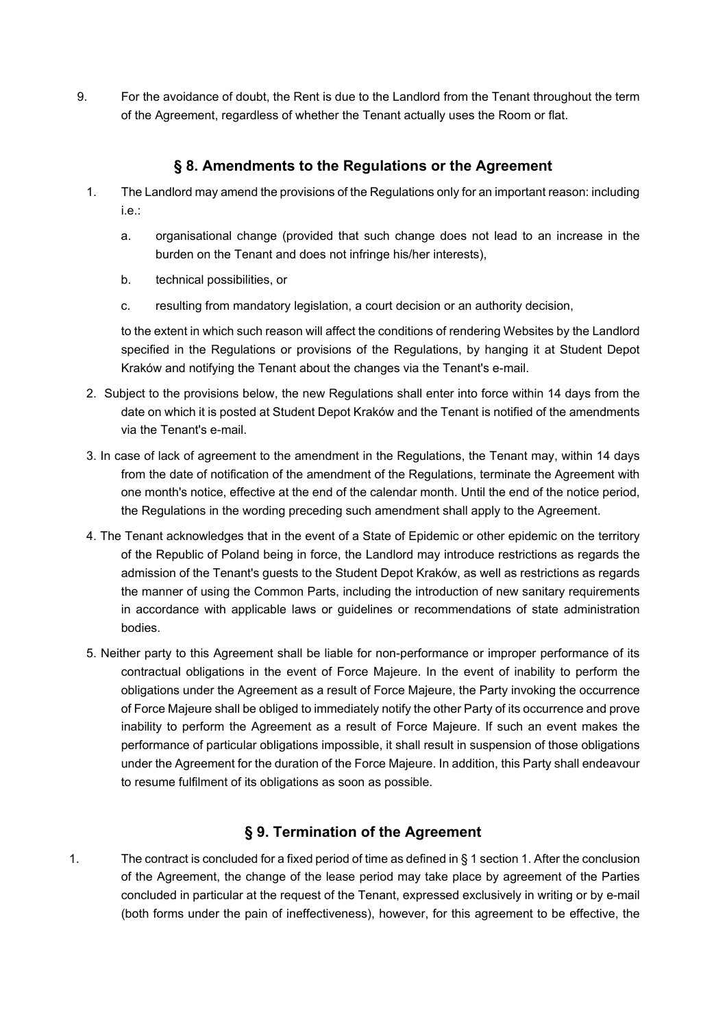9. For the avoidance of doubt, the Rent is due to the Landlord from the Tenant throughout the term of the Agreement, regardless of whether the Tenant actually uses the Room or flat.

## § 8. Amendments to the Regulations or the Agreement

1. The Landlord may amend the provisions of the Regulations only for an important reason: including i.e.:

   a. organisational change (provided that such change does not lead to an increase in the burden on the Tenant and does not infringe his/her interests),

   b. technical possibilities, or

   c. resulting from mandatory legislation, a court decision or an authority decision,

   to the extent in which such reason will affect the conditions of rendering Websites by the Landlord specified in the Regulations or provisions of the Regulations, by hanging it at Student Depot Kraków and notifying the Tenant about the changes via the Tenant's e-mail.

2. Subject to the provisions below, the new Regulations shall enter into force within 14 days from the date on which it is posted at Student Depot Kraków and the Tenant is notified of the amendments via the Tenant's e-mail.

3. In case of lack of agreement to the amendment in the Regulations, the Tenant may, within 14 days from the date of notification of the amendment of the Regulations, terminate the Agreement with one month's notice, effective at the end of the calendar month. Until the end of the notice period, the Regulations in the wording preceding such amendment shall apply to the Agreement.

4. The Tenant acknowledges that in the event of a State of Epidemic or other epidemic on the territory of the Republic of Poland being in force, the Landlord may introduce restrictions as regards the admission of the Tenant's guests to the Student Depot Kraków, as well as restrictions as regards the manner of using the Common Parts, including the introduction of new sanitary requirements in accordance with applicable laws or guidelines or recommendations of state administration bodies.

5. Neither party to this Agreement shall be liable for non-performance or improper performance of its contractual obligations in the event of Force Majeure. In the event of inability to perform the obligations under the Agreement as a result of Force Majeure, the Party invoking the occurrence of Force Majeure shall be obliged to immediately notify the other Party of its occurrence and prove inability to perform the Agreement as a result of Force Majeure. If such an event makes the performance of particular obligations impossible, it shall result in suspension of those obligations under the Agreement for the duration of the Force Majeure. In addition, this Party shall endeavour to resume fulfilment of its obligations as soon as possible.

## § 9. Termination of the Agreement

1. The contract is concluded for a fixed period of time as defined in § 1 section 1. After the conclusion of the Agreement, the change of the lease period may take place by agreement of the Parties concluded in particular at the request of the Tenant, expressed exclusively in writing or by e-mail (both forms under the pain of ineffectiveness), however, for this agreement to be effective, the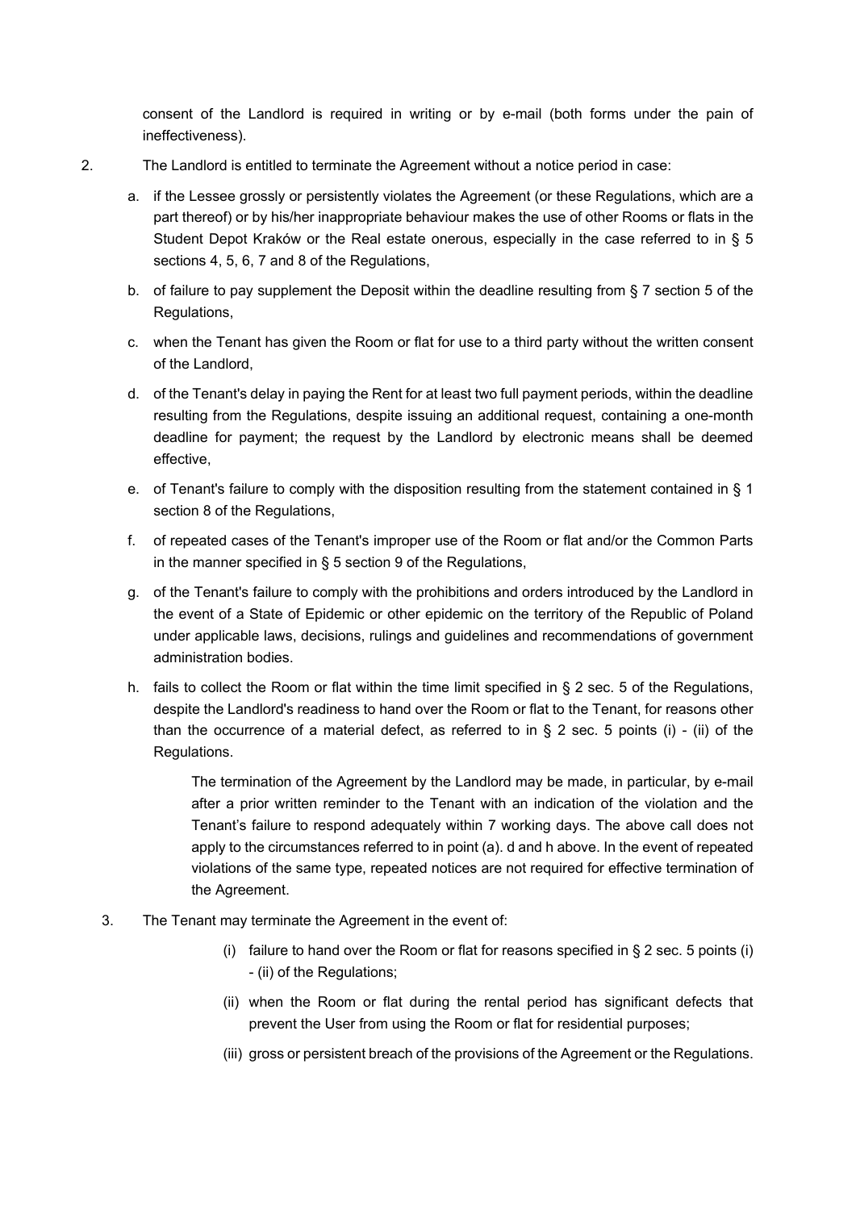consent of the Landlord is required in writing or by e-mail (both forms under the pain of ineffectiveness).

2. The Landlord is entitled to terminate the Agreement without a notice period in case:

   a. if the Lessee grossly or persistently violates the Agreement (or these Regulations, which are a part thereof) or by his/her inappropriate behaviour makes the use of other Rooms or flats in the Student Depot Kraków or the Real estate onerous, especially in the case referred to in § 5 sections 4, 5, 6, 7 and 8 of the Regulations,

   b. of failure to pay supplement the Deposit within the deadline resulting from § 7 section 5 of the Regulations,

   c. when the Tenant has given the Room or flat for use to a third party without the written consent of the Landlord,

   d. of the Tenant's delay in paying the Rent for at least two full payment periods, within the deadline resulting from the Regulations, despite issuing an additional request, containing a one-month deadline for payment; the request by the Landlord by electronic means shall be deemed effective,

   e. of Tenant's failure to comply with the disposition resulting from the statement contained in § 1 section 8 of the Regulations,

   f. of repeated cases of the Tenant's improper use of the Room or flat and/or the Common Parts in the manner specified in § 5 section 9 of the Regulations,

   g. of the Tenant's failure to comply with the prohibitions and orders introduced by the Landlord in the event of a State of Epidemic or other epidemic on the territory of the Republic of Poland under applicable laws, decisions, rulings and guidelines and recommendations of government administration bodies.

   h. fails to collect the Room or flat within the time limit specified in § 2 sec. 5 of the Regulations, despite the Landlord's readiness to hand over the Room or flat to the Tenant, for reasons other than the occurrence of a material defect, as referred to in § 2 sec. 5 points (i) - (ii) of the Regulations.

   The termination of the Agreement by the Landlord may be made, in particular, by e-mail after a prior written reminder to the Tenant with an indication of the violation and the Tenant's failure to respond adequately within 7 working days. The above call does not apply to the circumstances referred to in point (a). d and h above. In the event of repeated violations of the same type, repeated notices are not required for effective termination of the Agreement.

3. The Tenant may terminate the Agreement in the event of:

   (i) failure to hand over the Room or flat for reasons specified in § 2 sec. 5 points (i) - (ii) of the Regulations;

   (ii) when the Room or flat during the rental period has significant defects that prevent the User from using the Room or flat for residential purposes;

   (iii) gross or persistent breach of the provisions of the Agreement or the Regulations.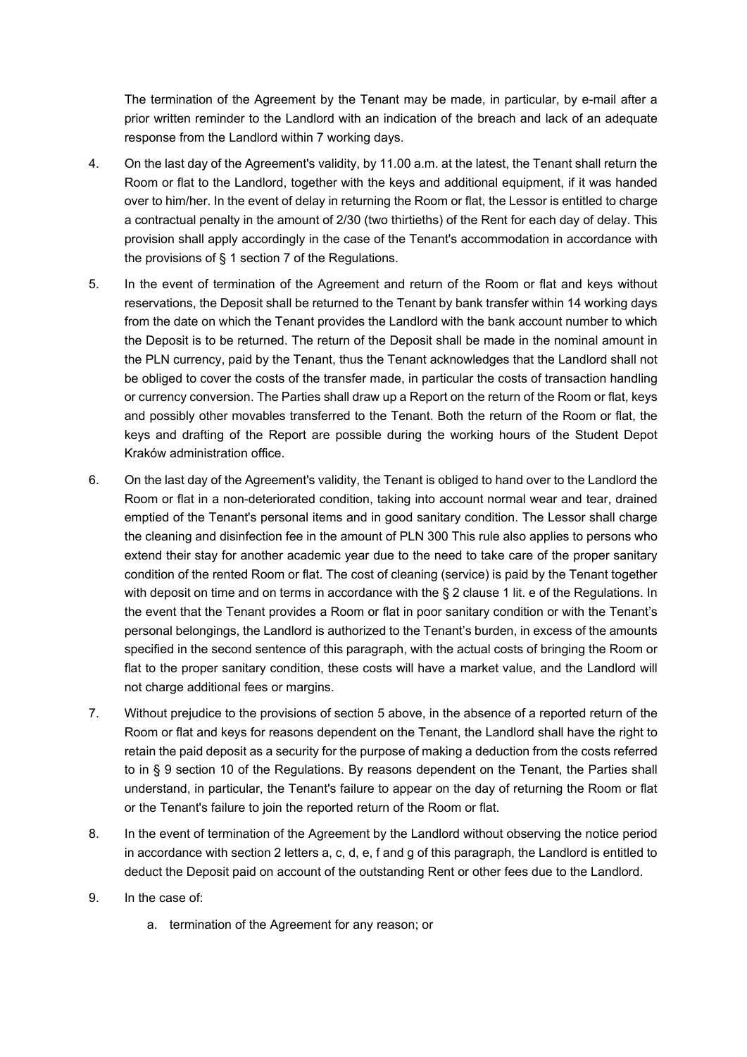The termination of the Agreement by the Tenant may be made, in particular, by e-mail after a prior written reminder to the Landlord with an indication of the breach and lack of an adequate response from the Landlord within 7 working days.

4. On the last day of the Agreement's validity, by 11.00 a.m. at the latest, the Tenant shall return the Room or flat to the Landlord, together with the keys and additional equipment, if it was handed over to him/her. In the event of delay in returning the Room or flat, the Lessor is entitled to charge a contractual penalty in the amount of 2/30 (two thirtieths) of the Rent for each day of delay. This provision shall apply accordingly in the case of the Tenant's accommodation in accordance with the provisions of § 1 section 7 of the Regulations.

5. In the event of termination of the Agreement and return of the Room or flat and keys without reservations, the Deposit shall be returned to the Tenant by bank transfer within 14 working days from the date on which the Tenant provides the Landlord with the bank account number to which the Deposit is to be returned. The return of the Deposit shall be made in the nominal amount in the PLN currency, paid by the Tenant, thus the Tenant acknowledges that the Landlord shall not be obliged to cover the costs of the transfer made, in particular the costs of transaction handling or currency conversion. The Parties shall draw up a Report on the return of the Room or flat, keys and possibly other movables transferred to the Tenant. Both the return of the Room or flat, the keys and drafting of the Report are possible during the working hours of the Student Depot Kraków administration office.

6. On the last day of the Agreement's validity, the Tenant is obliged to hand over to the Landlord the Room or flat in a non-deteriorated condition, taking into account normal wear and tear, drained emptied of the Tenant's personal items and in good sanitary condition. The Lessor shall charge the cleaning and disinfection fee in the amount of PLN 300 This rule also applies to persons who extend their stay for another academic year due to the need to take care of the proper sanitary condition of the rented Room or flat. The cost of cleaning (service) is paid by the Tenant together with deposit on time and on terms in accordance with the § 2 clause 1 lit. e of the Regulations. In the event that the Tenant provides a Room or flat in poor sanitary condition or with the Tenant's personal belongings, the Landlord is authorized to the Tenant's burden, in excess of the amounts specified in the second sentence of this paragraph, with the actual costs of bringing the Room or flat to the proper sanitary condition, these costs will have a market value, and the Landlord will not charge additional fees or margins.

7. Without prejudice to the provisions of section 5 above, in the absence of a reported return of the Room or flat and keys for reasons dependent on the Tenant, the Landlord shall have the right to retain the paid deposit as a security for the purpose of making a deduction from the costs referred to in § 9 section 10 of the Regulations. By reasons dependent on the Tenant, the Parties shall understand, in particular, the Tenant's failure to appear on the day of returning the Room or flat or the Tenant's failure to join the reported return of the Room or flat.

8. In the event of termination of the Agreement by the Landlord without observing the notice period in accordance with section 2 letters a, c, d, e, f and g of this paragraph, the Landlord is entitled to deduct the Deposit paid on account of the outstanding Rent or other fees due to the Landlord.

9. In the case of:

   a. termination of the Agreement for any reason; or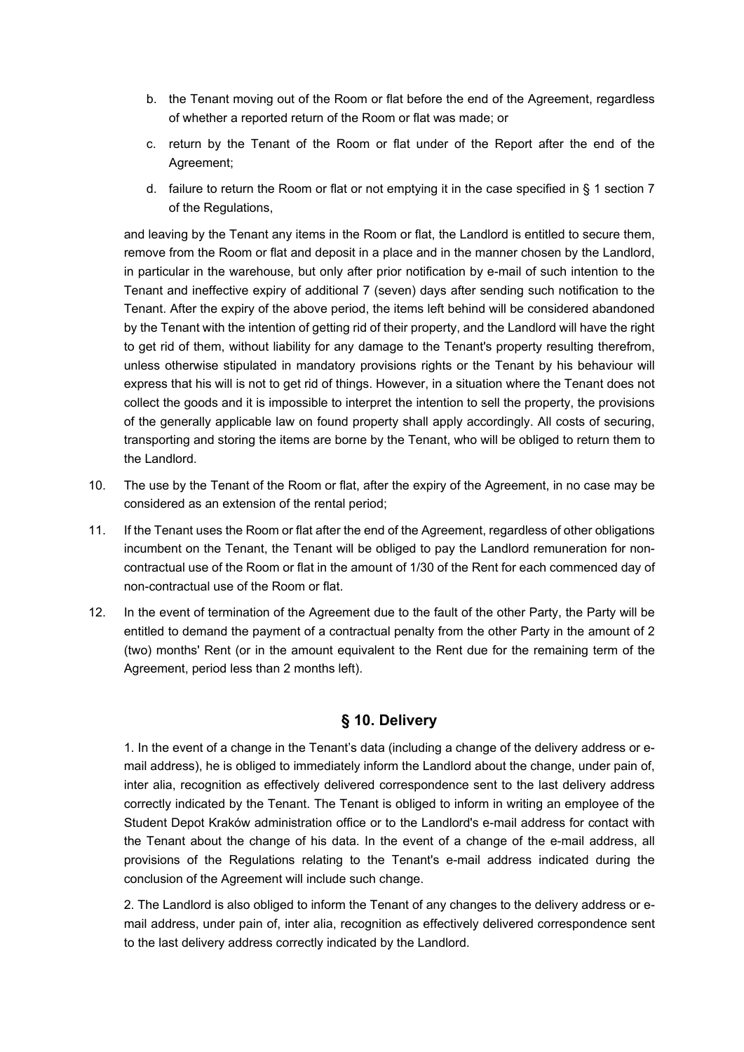b. the Tenant moving out of the Room or flat before the end of the Agreement, regardless of whether a reported return of the Room or flat was made; or

c. return by the Tenant of the Room or flat under of the Report after the end of the Agreement;

d. failure to return the Room or flat or not emptying it in the case specified in § 1 section 7 of the Regulations,

and leaving by the Tenant any items in the Room or flat, the Landlord is entitled to secure them, remove from the Room or flat and deposit in a place and in the manner chosen by the Landlord, in particular in the warehouse, but only after prior notification by e-mail of such intention to the Tenant and ineffective expiry of additional 7 (seven) days after sending such notification to the Tenant. After the expiry of the above period, the items left behind will be considered abandoned by the Tenant with the intention of getting rid of their property, and the Landlord will have the right to get rid of them, without liability for any damage to the Tenant's property resulting therefrom, unless otherwise stipulated in mandatory provisions rights or the Tenant by his behaviour will express that his will is not to get rid of things. However, in a situation where the Tenant does not collect the goods and it is impossible to interpret the intention to sell the property, the provisions of the generally applicable law on found property shall apply accordingly. All costs of securing, transporting and storing the items are borne by the Tenant, who will be obliged to return them to the Landlord.

10. The use by the Tenant of the Room or flat, after the expiry of the Agreement, in no case may be considered as an extension of the rental period;

11. If the Tenant uses the Room or flat after the end of the Agreement, regardless of other obligations incumbent on the Tenant, the Tenant will be obliged to pay the Landlord remuneration for non-contractual use of the Room or flat in the amount of 1/30 of the Rent for each commenced day of non-contractual use of the Room or flat.

12. In the event of termination of the Agreement due to the fault of the other Party, the Party will be entitled to demand the payment of a contractual penalty from the other Party in the amount of 2 (two) months' Rent (or in the amount equivalent to the Rent due for the remaining term of the Agreement, period less than 2 months left).

## § 10. Delivery

1. In the event of a change in the Tenant's data (including a change of the delivery address or e-mail address), he is obliged to immediately inform the Landlord about the change, under pain of, inter alia, recognition as effectively delivered correspondence sent to the last delivery address correctly indicated by the Tenant. The Tenant is obliged to inform in writing an employee of the Student Depot Kraków administration office or to the Landlord's e-mail address for contact with the Tenant about the change of his data. In the event of a change of the e-mail address, all provisions of the Regulations relating to the Tenant's e-mail address indicated during the conclusion of the Agreement will include such change.

2. The Landlord is also obliged to inform the Tenant of any changes to the delivery address or e-mail address, under pain of, inter alia, recognition as effectively delivered correspondence sent to the last delivery address correctly indicated by the Landlord.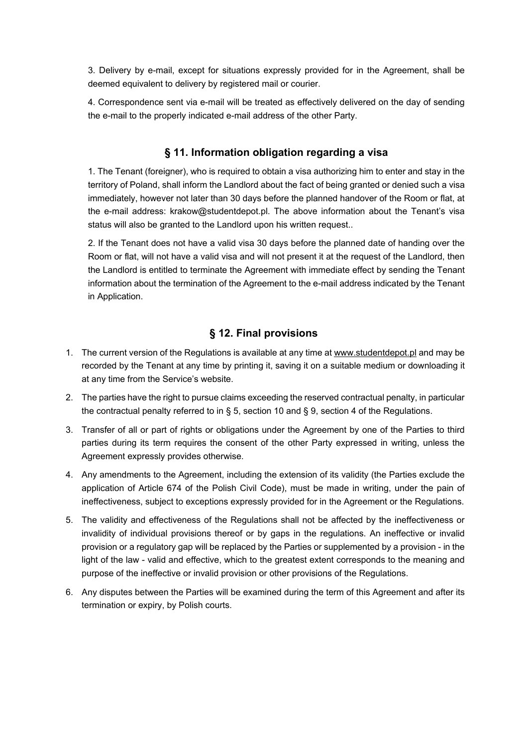3. Delivery by e-mail, except for situations expressly provided for in the Agreement, shall be deemed equivalent to delivery by registered mail or courier.

4. Correspondence sent via e-mail will be treated as effectively delivered on the day of sending the e-mail to the properly indicated e-mail address of the other Party.

## § 11. Information obligation regarding a visa

1. The Tenant (foreigner), who is required to obtain a visa authorizing him to enter and stay in the territory of Poland, shall inform the Landlord about the fact of being granted or denied such a visa immediately, however not later than 30 days before the planned handover of the Room or flat, at the e-mail address: krakow@studentdepot.pl. The above information about the Tenant's visa status will also be granted to the Landlord upon his written request..

2. If the Tenant does not have a valid visa 30 days before the planned date of handing over the Room or flat, will not have a valid visa and will not present it at the request of the Landlord, then the Landlord is entitled to terminate the Agreement with immediate effect by sending the Tenant information about the termination of the Agreement to the e-mail address indicated by the Tenant in Application.

## § 12. Final provisions

1. The current version of the Regulations is available at any time at www.studentdepot.pl and may be recorded by the Tenant at any time by printing it, saving it on a suitable medium or downloading it at any time from the Service's website.
2. The parties have the right to pursue claims exceeding the reserved contractual penalty, in particular the contractual penalty referred to in § 5, section 10 and § 9, section 4 of the Regulations.
3. Transfer of all or part of rights or obligations under the Agreement by one of the Parties to third parties during its term requires the consent of the other Party expressed in writing, unless the Agreement expressly provides otherwise.
4. Any amendments to the Agreement, including the extension of its validity (the Parties exclude the application of Article 674 of the Polish Civil Code), must be made in writing, under the pain of ineffectiveness, subject to exceptions expressly provided for in the Agreement or the Regulations.
5. The validity and effectiveness of the Regulations shall not be affected by the ineffectiveness or invalidity of individual provisions thereof or by gaps in the regulations. An ineffective or invalid provision or a regulatory gap will be replaced by the Parties or supplemented by a provision - in the light of the law - valid and effective, which to the greatest extent corresponds to the meaning and purpose of the ineffective or invalid provision or other provisions of the Regulations.
6. Any disputes between the Parties will be examined during the term of this Agreement and after its termination or expiry, by Polish courts.